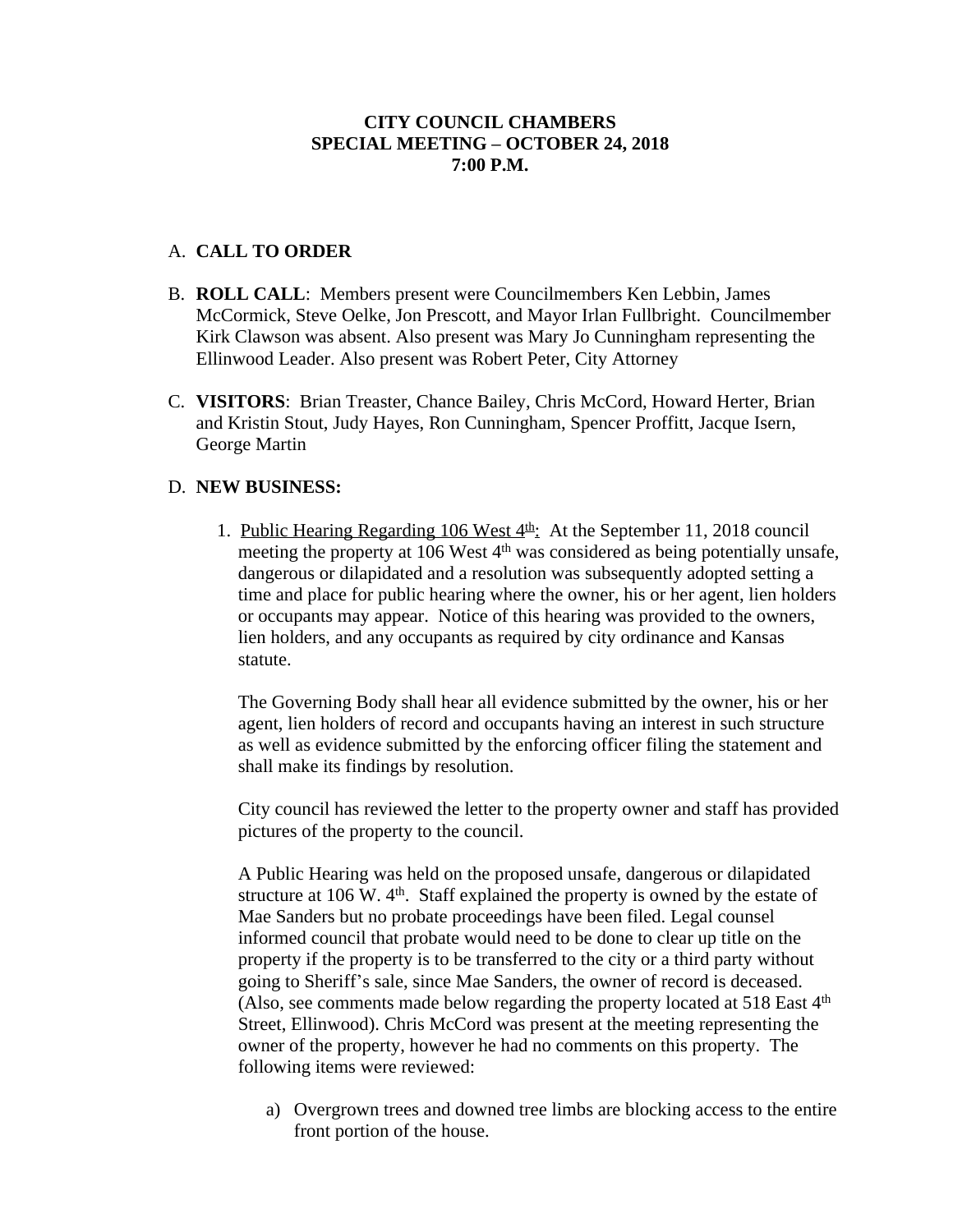**CITY COUNCIL CHAMBERS**
**SPECIAL MEETING – OCTOBER 24, 2018**
**7:00 P.M.**

A. **CALL TO ORDER**

B. **ROLL CALL**: Members present were Councilmembers Ken Lebbin, James McCormick, Steve Oelke, Jon Prescott, and Mayor Irlan Fullbright. Councilmember Kirk Clawson was absent. Also present was Mary Jo Cunningham representing the Ellinwood Leader. Also present was Robert Peter, City Attorney

C. **VISITORS**: Brian Treaster, Chance Bailey, Chris McCord, Howard Herter, Brian and Kristin Stout, Judy Hayes, Ron Cunningham, Spencer Proffitt, Jacque Isern, George Martin

D. **NEW BUSINESS:**

1. Public Hearing Regarding 106 West 4th: At the September 11, 2018 council meeting the property at 106 West 4th was considered as being potentially unsafe, dangerous or dilapidated and a resolution was subsequently adopted setting a time and place for public hearing where the owner, his or her agent, lien holders or occupants may appear. Notice of this hearing was provided to the owners, lien holders, and any occupants as required by city ordinance and Kansas statute.

   The Governing Body shall hear all evidence submitted by the owner, his or her agent, lien holders of record and occupants having an interest in such structure as well as evidence submitted by the enforcing officer filing the statement and shall make its findings by resolution.

   City council has reviewed the letter to the property owner and staff has provided pictures of the property to the council.

   A Public Hearing was held on the proposed unsafe, dangerous or dilapidated structure at 106 W. 4th. Staff explained the property is owned by the estate of Mae Sanders but no probate proceedings have been filed. Legal counsel informed council that probate would need to be done to clear up title on the property if the property is to be transferred to the city or a third party without going to Sheriff's sale, since Mae Sanders, the owner of record is deceased. (Also, see comments made below regarding the property located at 518 East 4th Street, Ellinwood). Chris McCord was present at the meeting representing the owner of the property, however he had no comments on this property. The following items were reviewed:

   a) Overgrown trees and downed tree limbs are blocking access to the entire front portion of the house.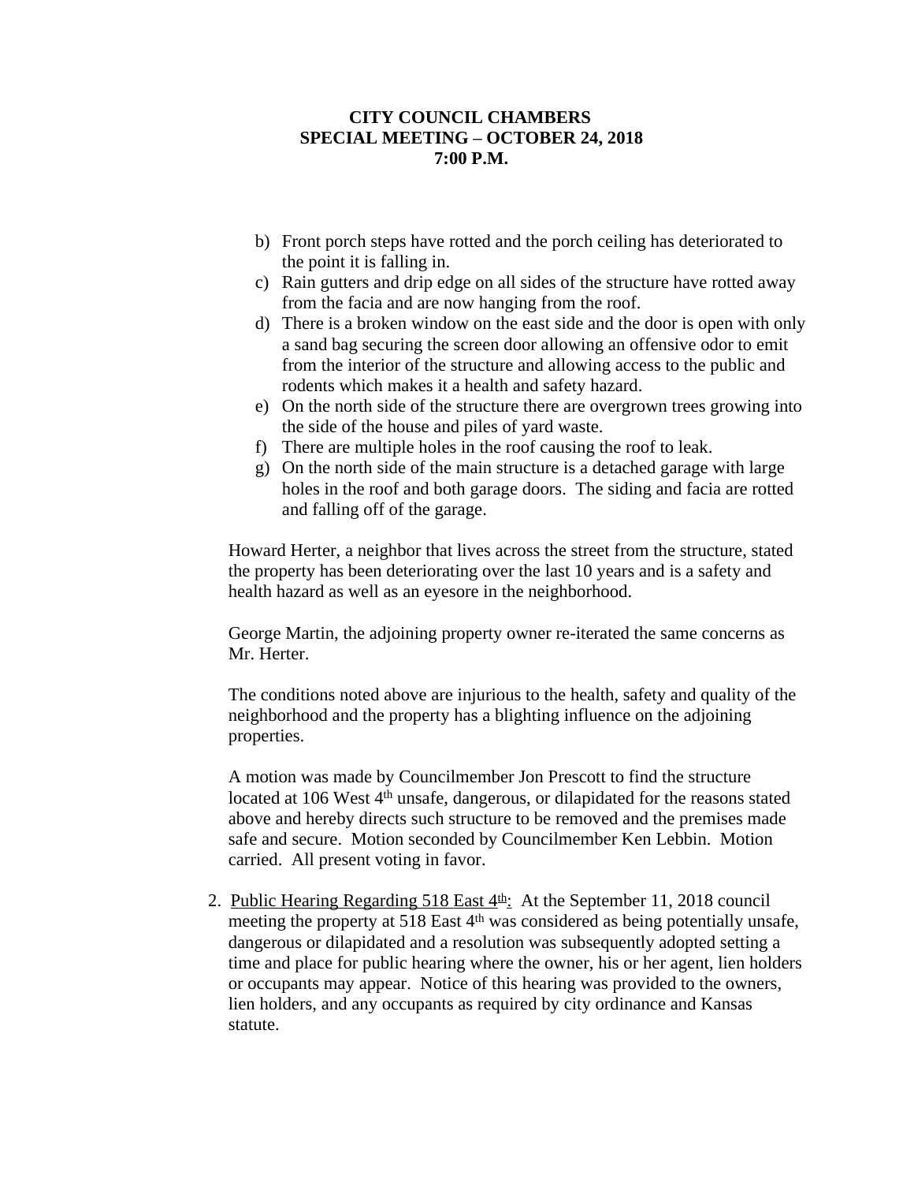**CITY COUNCIL CHAMBERS**
**SPECIAL MEETING – OCTOBER 24, 2018**
**7:00 P.M.**

b) Front porch steps have rotted and the porch ceiling has deteriorated to the point it is falling in.
c) Rain gutters and drip edge on all sides of the structure have rotted away from the facia and are now hanging from the roof.
d) There is a broken window on the east side and the door is open with only a sand bag securing the screen door allowing an offensive odor to emit from the interior of the structure and allowing access to the public and rodents which makes it a health and safety hazard.
e) On the north side of the structure there are overgrown trees growing into the side of the house and piles of yard waste.
f) There are multiple holes in the roof causing the roof to leak.
g) On the north side of the main structure is a detached garage with large holes in the roof and both garage doors. The siding and facia are rotted and falling off of the garage.

Howard Herter, a neighbor that lives across the street from the structure, stated the property has been deteriorating over the last 10 years and is a safety and health hazard as well as an eyesore in the neighborhood.

George Martin, the adjoining property owner re-iterated the same concerns as Mr. Herter.

The conditions noted above are injurious to the health, safety and quality of the neighborhood and the property has a blighting influence on the adjoining properties.

A motion was made by Councilmember Jon Prescott to find the structure located at 106 West 4th unsafe, dangerous, or dilapidated for the reasons stated above and hereby directs such structure to be removed and the premises made safe and secure. Motion seconded by Councilmember Ken Lebbin. Motion carried. All present voting in favor.

2. <u>Public Hearing Regarding 518 East 4th:</u> At the September 11, 2018 council meeting the property at 518 East 4th was considered as being potentially unsafe, dangerous or dilapidated and a resolution was subsequently adopted setting a time and place for public hearing where the owner, his or her agent, lien holders or occupants may appear. Notice of this hearing was provided to the owners, lien holders, and any occupants as required by city ordinance and Kansas statute.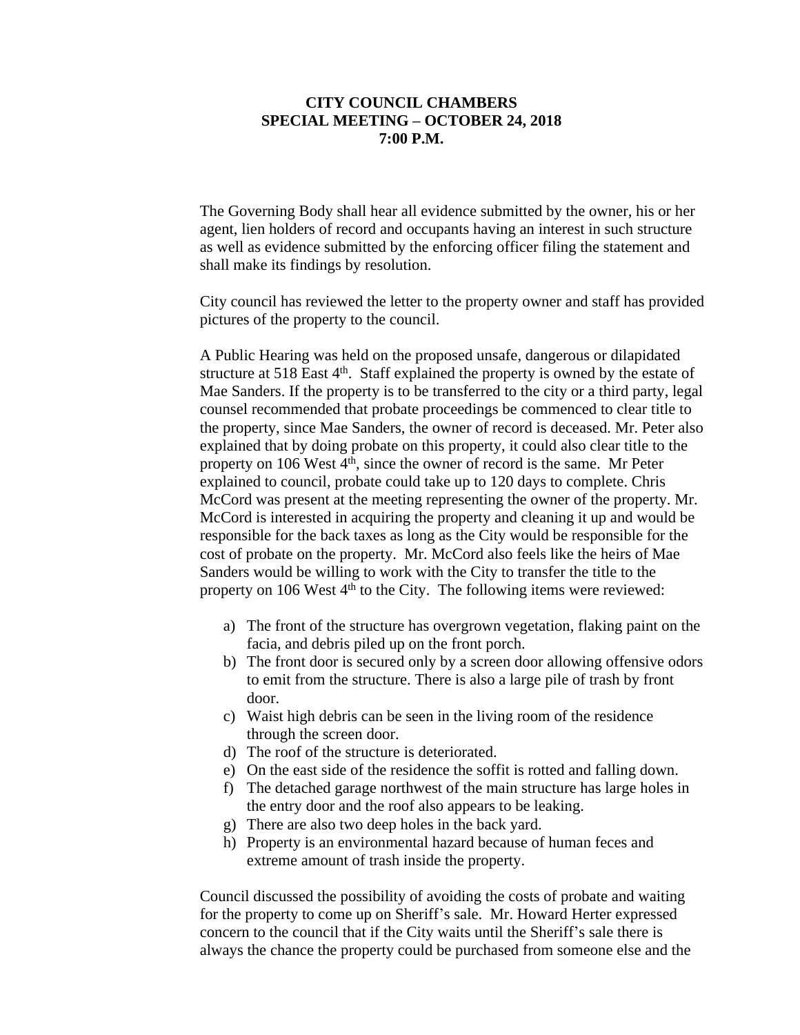**CITY COUNCIL CHAMBERS**
**SPECIAL MEETING – OCTOBER 24, 2018**
**7:00 P.M.**

The Governing Body shall hear all evidence submitted by the owner, his or her agent, lien holders of record and occupants having an interest in such structure as well as evidence submitted by the enforcing officer filing the statement and shall make its findings by resolution.

City council has reviewed the letter to the property owner and staff has provided pictures of the property to the council.

A Public Hearing was held on the proposed unsafe, dangerous or dilapidated structure at 518 East 4th. Staff explained the property is owned by the estate of Mae Sanders. If the property is to be transferred to the city or a third party, legal counsel recommended that probate proceedings be commenced to clear title to the property, since Mae Sanders, the owner of record is deceased. Mr. Peter also explained that by doing probate on this property, it could also clear title to the property on 106 West 4th, since the owner of record is the same. Mr Peter explained to council, probate could take up to 120 days to complete. Chris McCord was present at the meeting representing the owner of the property. Mr. McCord is interested in acquiring the property and cleaning it up and would be responsible for the back taxes as long as the City would be responsible for the cost of probate on the property. Mr. McCord also feels like the heirs of Mae Sanders would be willing to work with the City to transfer the title to the property on 106 West 4th to the City. The following items were reviewed:

a) The front of the structure has overgrown vegetation, flaking paint on the facia, and debris piled up on the front porch.
b) The front door is secured only by a screen door allowing offensive odors to emit from the structure. There is also a large pile of trash by front door.
c) Waist high debris can be seen in the living room of the residence through the screen door.
d) The roof of the structure is deteriorated.
e) On the east side of the residence the soffit is rotted and falling down.
f) The detached garage northwest of the main structure has large holes in the entry door and the roof also appears to be leaking.
g) There are also two deep holes in the back yard.
h) Property is an environmental hazard because of human feces and extreme amount of trash inside the property.

Council discussed the possibility of avoiding the costs of probate and waiting for the property to come up on Sheriff's sale. Mr. Howard Herter expressed concern to the council that if the City waits until the Sheriff's sale there is always the chance the property could be purchased from someone else and the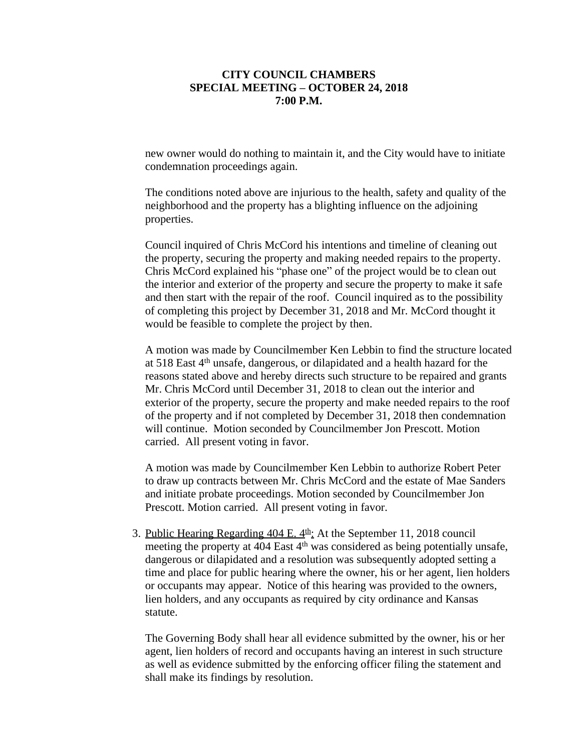new owner would do nothing to maintain it, and the City would have to initiate condemnation proceedings again.

The conditions noted above are injurious to the health, safety and quality of the neighborhood and the property has a blighting influence on the adjoining properties.

Council inquired of Chris McCord his intentions and timeline of cleaning out the property, securing the property and making needed repairs to the property. Chris McCord explained his "phase one" of the project would be to clean out the interior and exterior of the property and secure the property to make it safe and then start with the repair of the roof. Council inquired as to the possibility of completing this project by December 31, 2018 and Mr. McCord thought it would be feasible to complete the project by then.

A motion was made by Councilmember Ken Lebbin to find the structure located at 518 East 4th unsafe, dangerous, or dilapidated and a health hazard for the reasons stated above and hereby directs such structure to be repaired and grants Mr. Chris McCord until December 31, 2018 to clean out the interior and exterior of the property, secure the property and make needed repairs to the roof of the property and if not completed by December 31, 2018 then condemnation will continue. Motion seconded by Councilmember Jon Prescott. Motion carried. All present voting in favor.

A motion was made by Councilmember Ken Lebbin to authorize Robert Peter to draw up contracts between Mr. Chris McCord and the estate of Mae Sanders and initiate probate proceedings. Motion seconded by Councilmember Jon Prescott. Motion carried. All present voting in favor.

3. Public Hearing Regarding 404 E. 4th: At the September 11, 2018 council meeting the property at 404 East 4th was considered as being potentially unsafe, dangerous or dilapidated and a resolution was subsequently adopted setting a time and place for public hearing where the owner, his or her agent, lien holders or occupants may appear. Notice of this hearing was provided to the owners, lien holders, and any occupants as required by city ordinance and Kansas statute.

   The Governing Body shall hear all evidence submitted by the owner, his or her agent, lien holders of record and occupants having an interest in such structure as well as evidence submitted by the enforcing officer filing the statement and shall make its findings by resolution.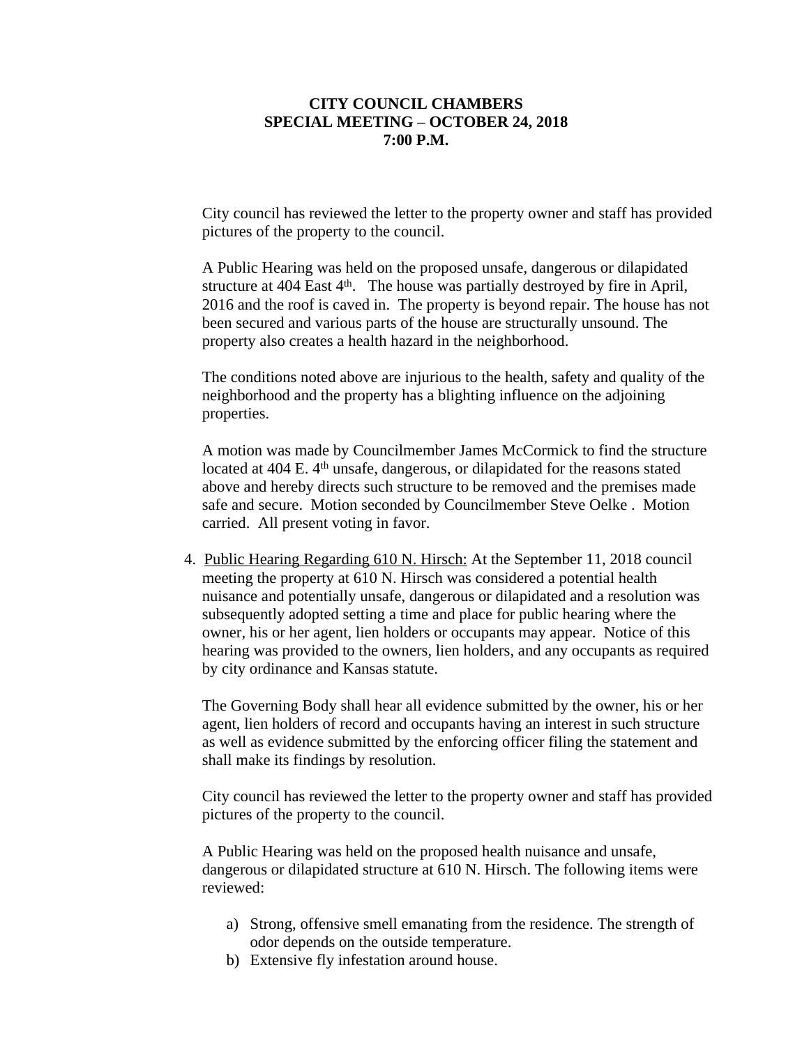**CITY COUNCIL CHAMBERS**
**SPECIAL MEETING – OCTOBER 24, 2018**
**7:00 P.M.**

City council has reviewed the letter to the property owner and staff has provided pictures of the property to the council.

A Public Hearing was held on the proposed unsafe, dangerous or dilapidated structure at 404 East 4th. The house was partially destroyed by fire in April, 2016 and the roof is caved in. The property is beyond repair. The house has not been secured and various parts of the house are structurally unsound. The property also creates a health hazard in the neighborhood.

The conditions noted above are injurious to the health, safety and quality of the neighborhood and the property has a blighting influence on the adjoining properties.

A motion was made by Councilmember James McCormick to find the structure located at 404 E. 4th unsafe, dangerous, or dilapidated for the reasons stated above and hereby directs such structure to be removed and the premises made safe and secure. Motion seconded by Councilmember Steve Oelke . Motion carried. All present voting in favor.

4. <u>Public Hearing Regarding 610 N. Hirsch:</u> At the September 11, 2018 council meeting the property at 610 N. Hirsch was considered a potential health nuisance and potentially unsafe, dangerous or dilapidated and a resolution was subsequently adopted setting a time and place for public hearing where the owner, his or her agent, lien holders or occupants may appear. Notice of this hearing was provided to the owners, lien holders, and any occupants as required by city ordinance and Kansas statute.

   The Governing Body shall hear all evidence submitted by the owner, his or her agent, lien holders of record and occupants having an interest in such structure as well as evidence submitted by the enforcing officer filing the statement and shall make its findings by resolution.

   City council has reviewed the letter to the property owner and staff has provided pictures of the property to the council.

   A Public Hearing was held on the proposed health nuisance and unsafe, dangerous or dilapidated structure at 610 N. Hirsch. The following items were reviewed:

   a) Strong, offensive smell emanating from the residence. The strength of odor depends on the outside temperature.
   b) Extensive fly infestation around house.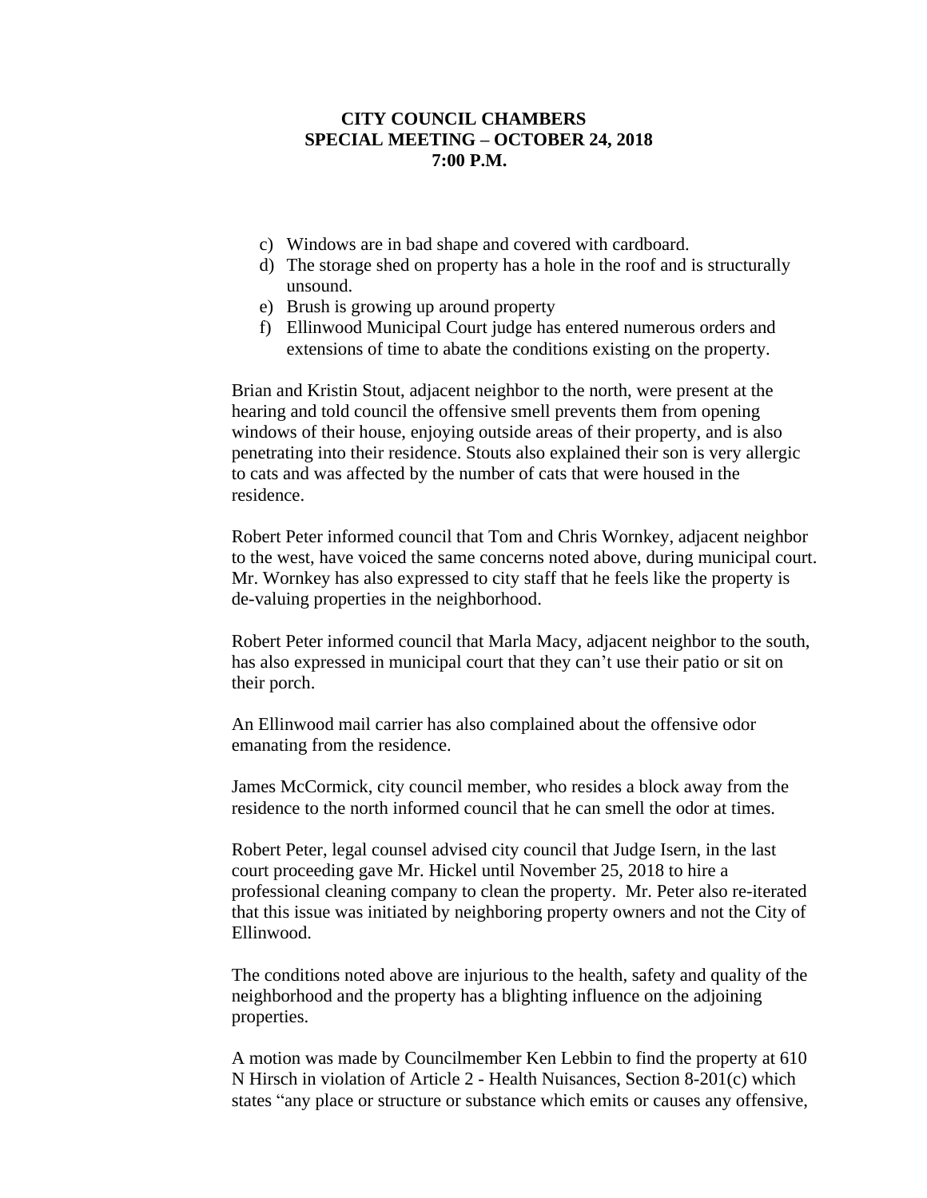**CITY COUNCIL CHAMBERS**
**SPECIAL MEETING – OCTOBER 24, 2018**
**7:00 P.M.**

c) Windows are in bad shape and covered with cardboard.
d) The storage shed on property has a hole in the roof and is structurally unsound.
e) Brush is growing up around property
f) Ellinwood Municipal Court judge has entered numerous orders and extensions of time to abate the conditions existing on the property.

Brian and Kristin Stout, adjacent neighbor to the north, were present at the hearing and told council the offensive smell prevents them from opening windows of their house, enjoying outside areas of their property, and is also penetrating into their residence. Stouts also explained their son is very allergic to cats and was affected by the number of cats that were housed in the residence.

Robert Peter informed council that Tom and Chris Wornkey, adjacent neighbor to the west, have voiced the same concerns noted above, during municipal court. Mr. Wornkey has also expressed to city staff that he feels like the property is de-valuing properties in the neighborhood.

Robert Peter informed council that Marla Macy, adjacent neighbor to the south, has also expressed in municipal court that they can't use their patio or sit on their porch.

An Ellinwood mail carrier has also complained about the offensive odor emanating from the residence.

James McCormick, city council member, who resides a block away from the residence to the north informed council that he can smell the odor at times.

Robert Peter, legal counsel advised city council that Judge Isern, in the last court proceeding gave Mr. Hickel until November 25, 2018 to hire a professional cleaning company to clean the property. Mr. Peter also re-iterated that this issue was initiated by neighboring property owners and not the City of Ellinwood.

The conditions noted above are injurious to the health, safety and quality of the neighborhood and the property has a blighting influence on the adjoining properties.

A motion was made by Councilmember Ken Lebbin to find the property at 610 N Hirsch in violation of Article 2 - Health Nuisances, Section 8-201(c) which states "any place or structure or substance which emits or causes any offensive,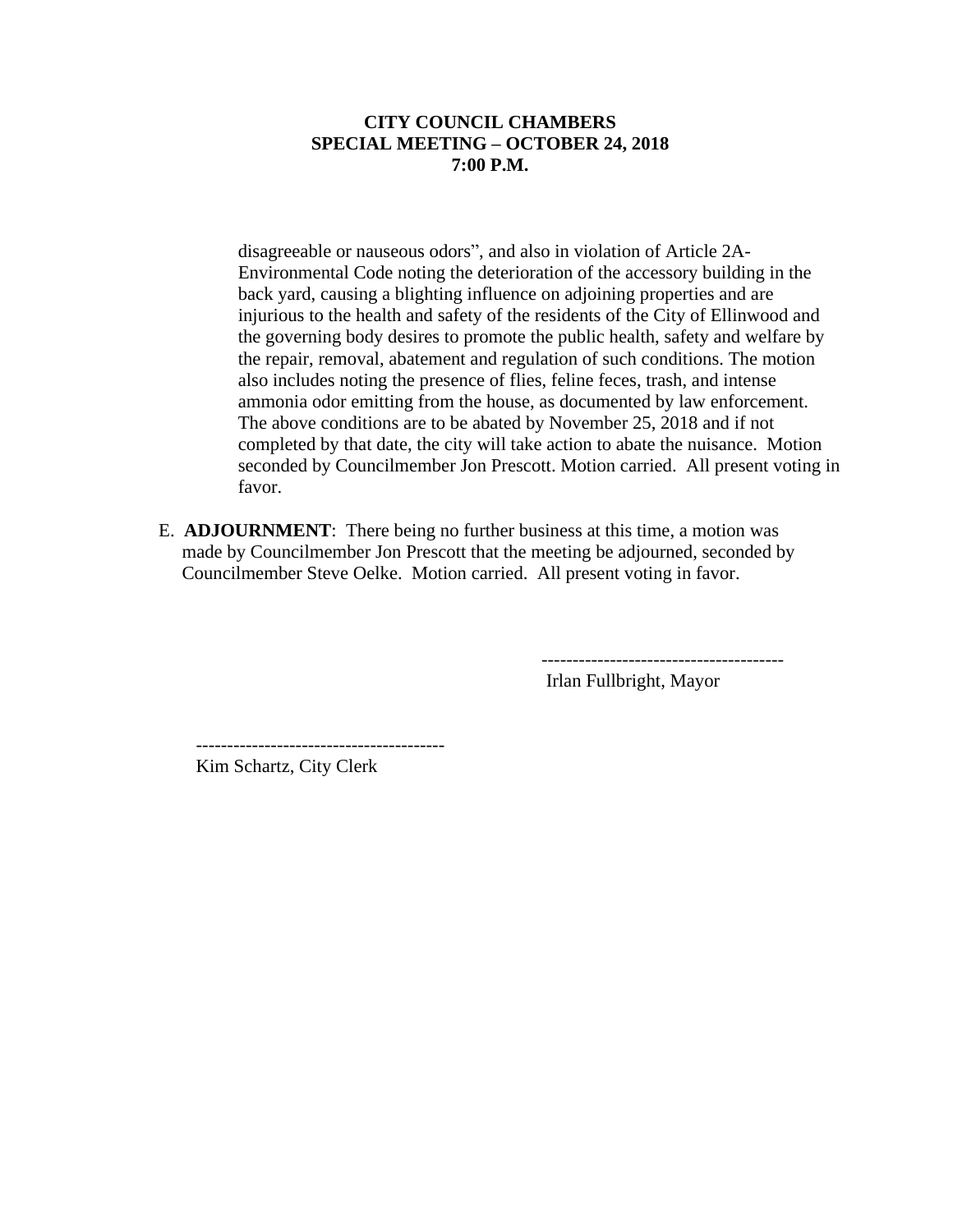**CITY COUNCIL CHAMBERS**
**SPECIAL MEETING – OCTOBER 24, 2018**
**7:00 P.M.**

disagreeable or nauseous odors", and also in violation of Article 2A-Environmental Code noting the deterioration of the accessory building in the back yard, causing a blighting influence on adjoining properties and are injurious to the health and safety of the residents of the City of Ellinwood and the governing body desires to promote the public health, safety and welfare by the repair, removal, abatement and regulation of such conditions. The motion also includes noting the presence of flies, feline feces, trash, and intense ammonia odor emitting from the house, as documented by law enforcement. The above conditions are to be abated by November 25, 2018 and if not completed by that date, the city will take action to abate the nuisance. Motion seconded by Councilmember Jon Prescott. Motion carried. All present voting in favor.

E. **ADJOURNMENT**: There being no further business at this time, a motion was made by Councilmember Jon Prescott that the meeting be adjourned, seconded by Councilmember Steve Oelke. Motion carried. All present voting in favor.

---------------------------------------
Irlan Fullbright, Mayor

----------------------------------------
Kim Schartz, City Clerk